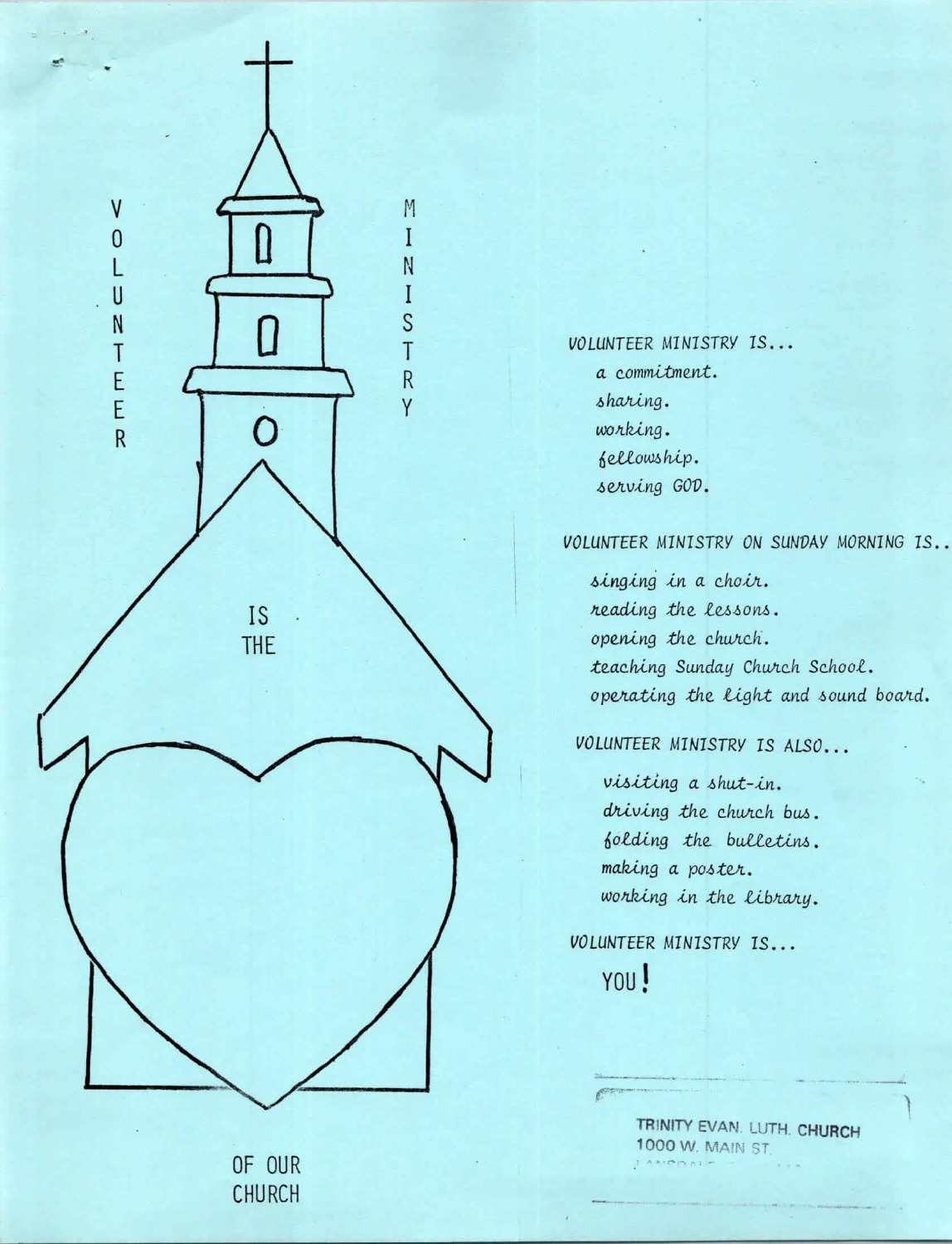VOLUNTEER MINISTRY

IS THE

OF OUR CHURCH

VOLUNTEER MINISTRY IS...

*a commitment.*
*sharing.*
*working.*
*fellowship.*
*serving GOD.*

VOLUNTEER MINISTRY ON SUNDAY MORNING IS...

*singing in a choir.*
*reading the lessons.*
*opening the church.*
*teaching Sunday Church School.*
*operating the light and sound board.*

VOLUNTEER MINISTRY IS ALSO...

*visiting a shut-in.*
*driving the church bus.*
*folding the bulletins.*
*making a poster.*
*working in the library.*

VOLUNTEER MINISTRY IS...

YOU!

TRINITY EVAN. LUTH. CHURCH
1000 W. MAIN ST.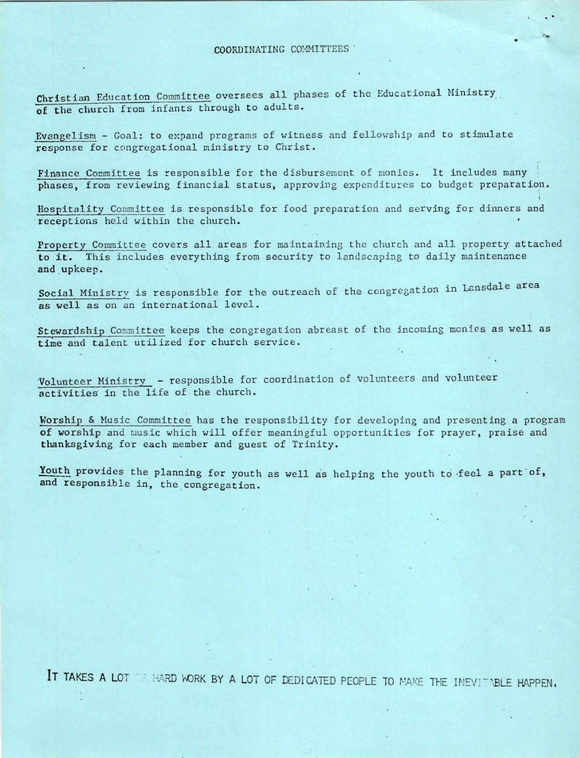## COORDINATING COMMITTEES

Christian Education Committee oversees all phases of the Educational Ministry of the church from infants through to adults.

Evangelism - Goal: to expand programs of witness and fellowship and to stimulate response for congregational ministry to Christ.

Finance Committee is responsible for the disbursement of monies. It includes many phases, from reviewing financial status, approving expenditures to budget preparation.

Hospitality Committee is responsible for food preparation and serving for dinners and receptions held within the church.

Property Committee covers all areas for maintaining the church and all property attached to it. This includes everything from security to landscaping to daily maintenance and upkeep.

Social Ministry is responsible for the outreach of the congregation in Lansdale area as well as on an international level.

Stewardship Committee keeps the congregation abreast of the incoming monies as well as time and talent utilized for church service.

Volunteer Ministry - responsible for coordination of volunteers and volunteer activities in the life of the church.

Worship & Music Committee has the responsibility for developing and presenting a program of worship and music which will offer meaningful opportunities for prayer, praise and thanksgiving for each member and guest of Trinity.

Youth provides the planning for youth as well as helping the youth to feel a part of, and responsible in, the congregation.

IT TAKES A LOT OF HARD WORK BY A LOT OF DEDICATED PEOPLE TO MAKE THE INEVITABLE HAPPEN.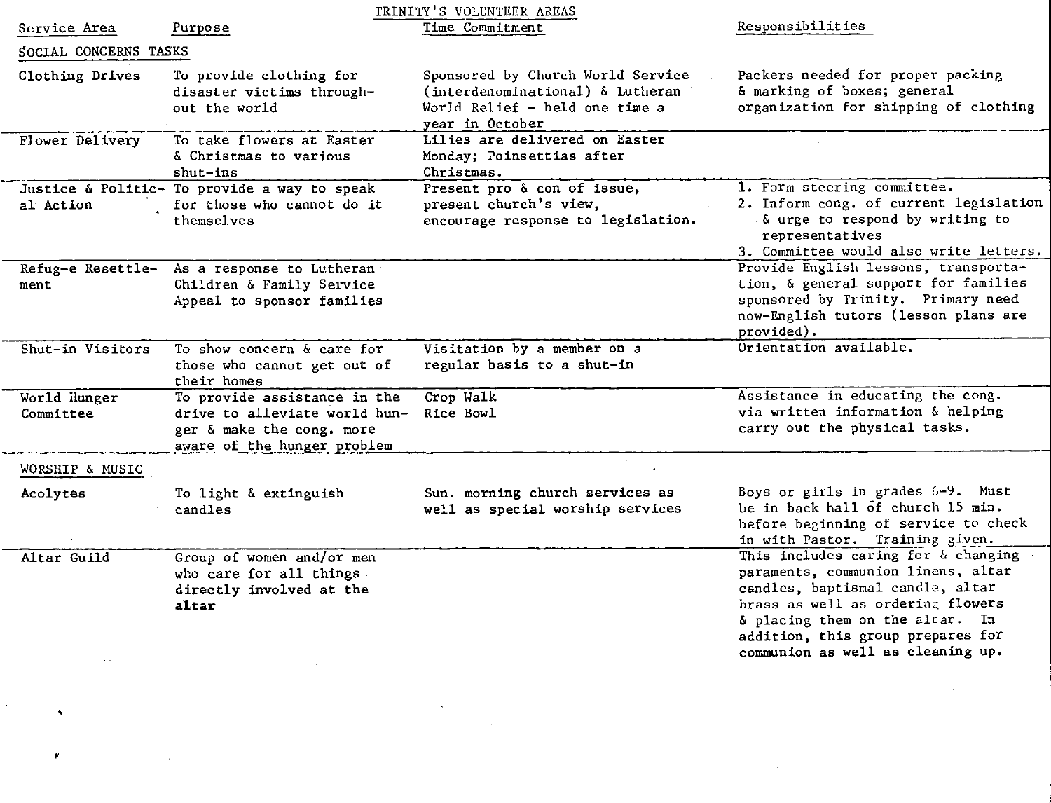# TRINITY'S VOLUNTEER AREAS

| Service Area | Purpose | Time Commitment | Responsibilities |
|---|---|---|---|
| **SOCIAL CONCERNS TASKS** | | | |
| Clothing Drives | To provide clothing for disaster victims throughout the world | Sponsored by Church World Service (interdenominational) & Lutheran World Relief - held one time a year in October | Packers needed for proper packing & marking of boxes; general organization for shipping of clothing |
| Flower Delivery | To take flowers at Easter & Christmas to various shut-ins | Lilies are delivered on Easter Monday; Poinsettias after Christmas. | |
| Justice & Political Action | To provide a way to speak for those who cannot do it themselves | Present pro & con of issue, present church's view, encourage response to legislation. | 1. Form steering committee. 2. Inform cong. of current legislation & urge to respond by writing to representatives 3. Committee would also write letters. |
| Refug-e Resettlement | As a response to Lutheran Children & Family Service Appeal to sponsor families | | Provide English lessons, transportation, & general support for families sponsored by Trinity. Primary need now-English tutors (lesson plans are provided). |
| Shut-in Visitors | To show concern & care for those who cannot get out of their homes | Visitation by a member on a regular basis to a shut-in | Orientation available. |
| World Hunger Committee | To provide assistance in the drive to alleviate world hunger & make the cong. more aware of the hunger problem | Crop Walk Rice Bowl | Assistance in educating the cong. via written information & helping carry out the physical tasks. |
| **WORSHIP & MUSIC** | | | |
| Acolytes | To light & extinguish candles | Sun. morning church services as well as special worship services | Boys or girls in grades 6-9. Must be in back hall of church 15 min. before beginning of service to check in with Pastor. Training given. |
| Altar Guild | Group of women and/or men who care for all things directly involved at the altar | | This includes caring for & changing paraments, communion linens, altar candles, baptismal candle, altar brass as well as ordering flowers & placing them on the altar. In addition, this group prepares for communion as well as cleaning up. |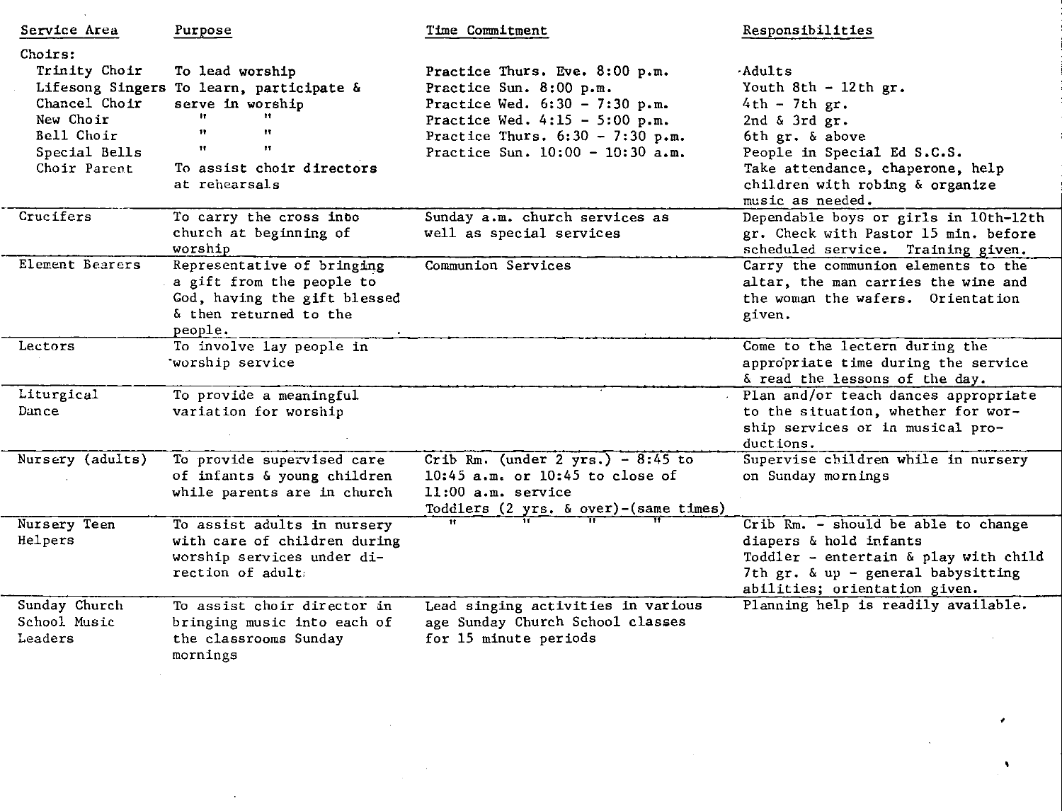| Service Area | Purpose | Time Commitment | Responsibilities |
|---|---|---|---|
| Choirs: | | | |
| Trinity Choir | To lead worship | Practice Thurs. Eve. 8:00 p.m. | ·Adults |
| Lifesong Singers | To learn, participate & serve in worship | Practice Sun. 8:00 p.m. | Youth 8th - 12th gr. |
| Chancel Choir | " " | Practice Wed. 6:30 - 7:30 p.m. | 4th - 7th gr. |
| New Choir | " " | Practice Wed. 4:15 - 5:00 p.m. | 2nd & 3rd gr. |
| Bell Choir | " " | Practice Thurs. 6:30 - 7:30 p.m. | 6th gr. & above |
| Special Bells | " " | Practice Sun. 10:00 - 10:30 a.m. | People in Special Ed S.C.S. |
| Choir Parent | To assist choir directors at rehearsals | | Take attendance, chaperone, help children with robing & organize music as needed. |
| Crucifers | To carry the cross into church at beginning of worship | Sunday a.m. church services as well as special services | Dependable boys or girls in 10th-12th gr. Check with Pastor 15 min. before scheduled service. Training given. |
| Element Bearers | Representative of bringing a gift from the people to God, having the gift blessed & then returned to the people. | Communion Services | Carry the communion elements to the altar, the man carries the wine and the woman the wafers. Orientation given. |
| Lectors | To involve lay people in worship service | | Come to the lectern during the appropriate time during the service & read the lessons of the day. |
| Liturgical Dance | To provide a meaningful variation for worship | | Plan and/or teach dances appropriate to the situation, whether for worship services or in musical productions. |
| Nursery (adults) | To provide supervised care of infants & young children while parents are in church | Crib Rm. (under 2 yrs.) - 8:45 to 10:45 a.m. or 10:45 to close of 11:00 a.m. service<br>Toddlers (2 yrs. & over)-(same times) | Supervise children while in nursery on Sunday mornings |
| Nursery Teen Helpers | To assist adults in nursery with care of children during worship services under direction of adult | " " " " | Crib Rm. - should be able to change diapers & hold infants<br>Toddler - entertain & play with child<br>7th gr. & up - general babysitting abilities; orientation given. |
| Sunday Church School Music Leaders | To assist choir director in bringing music into each of the classrooms Sunday mornings | Lead singing activities in various age Sunday Church School classes for 15 minute periods | Planning help is readily available. |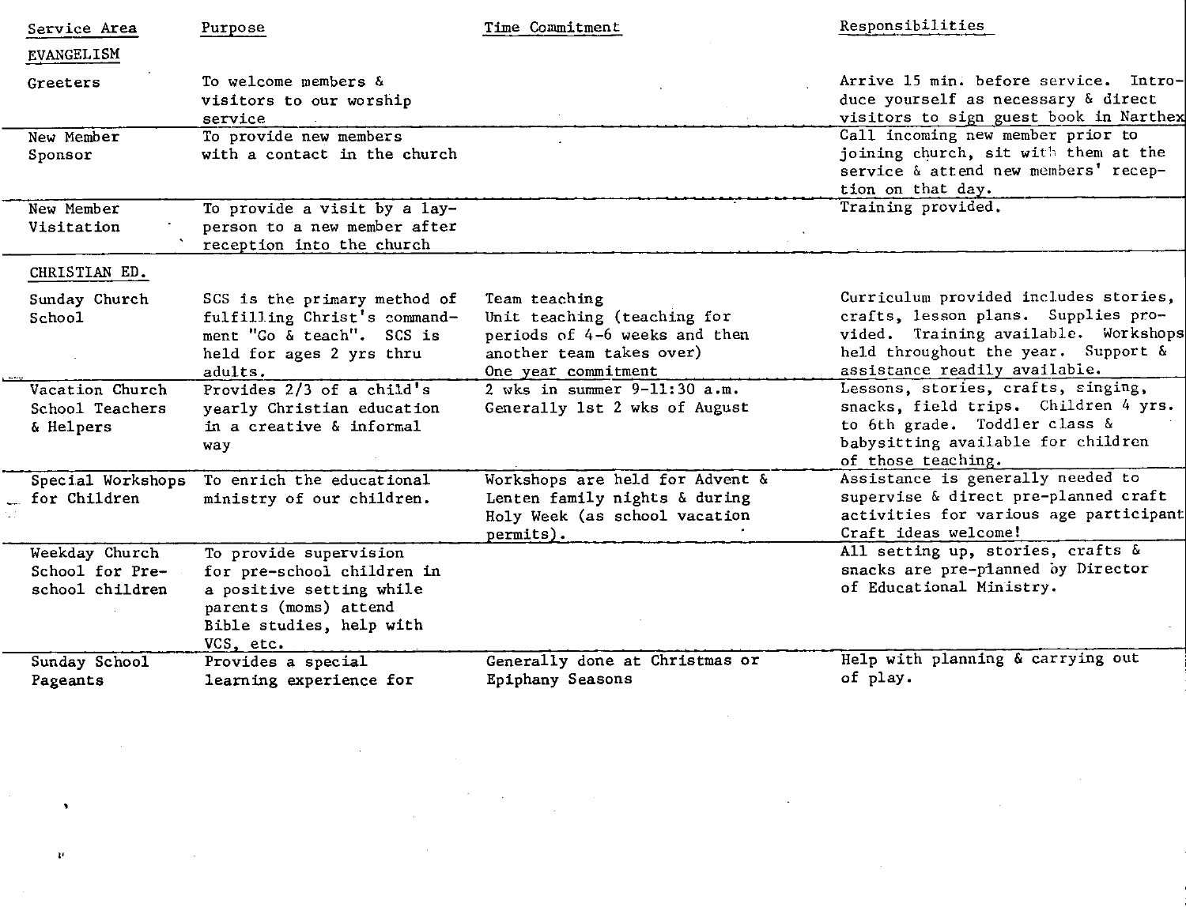| Service Area | Purpose | Time Commitment | Responsibilities |
|---|---|---|---|
| EVANGELISM | | | |
| Greeters | To welcome members & visitors to our worship service | | Arrive 15 min. before service. Introduce yourself as necessary & direct visitors to sign guest book in Narthex |
| New Member Sponsor | To provide new members with a contact in the church | | Call incoming new member prior to joining church, sit with them at the service & attend new members' reception on that day. |
| New Member Visitation | To provide a visit by a layperson to a new member after reception into the church | | Training provided. |
| CHRISTIAN ED. | | | |
| Sunday Church School | SCS is the primary method of fulfilling Christ's commandment "Go & teach". SCS is held for ages 2 yrs thru adults. | Team teaching<br>Unit teaching (teaching for periods of 4-6 weeks and then another team takes over)<br>One year commitment | Curriculum provided includes stories, crafts, lesson plans. Supplies provided. Training available. Workshops held throughout the year. Support & assistance readily available. |
| Vacation Church School Teachers & Helpers | Provides 2/3 of a child's yearly Christian education in a creative & informal way | 2 wks in summer 9-11:30 a.m.<br>Generally 1st 2 wks of August | Lessons, stories, crafts, singing, snacks, field trips. Children 4 yrs. to 6th grade. Toddler class & babysitting available for children of those teaching. |
| Special Workshops for Children | To enrich the educational ministry of our children. | Workshops are held for Advent & Lenten family nights & during Holy Week (as school vacation permits). | Assistance is generally needed to supervise & direct pre-planned craft activities for various age participant Craft ideas welcome! |
| Weekday Church School for Pre-school children | To provide supervision for pre-school children in a positive setting while parents (moms) attend Bible studies, help with VCS, etc. | | All setting up, stories, crafts & snacks are pre-planned by Director of Educational Ministry. |
| Sunday School Pageants | Provides a special learning experience for | Generally done at Christmas or Epiphany Seasons | Help with planning & carrying out of play. |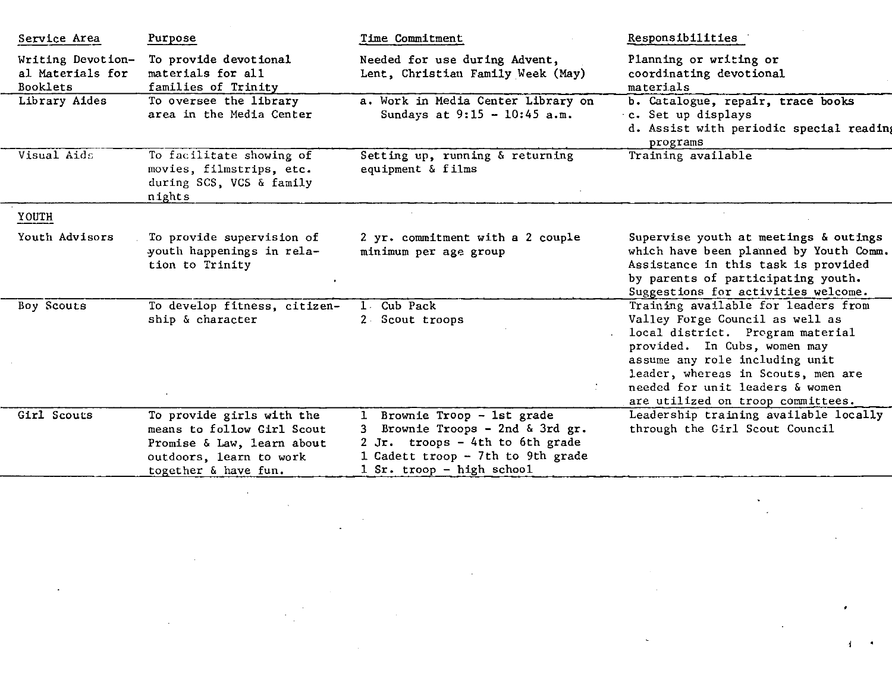| Service Area | Purpose | Time Commitment | Responsibilities |
|---|---|---|---|
| Writing Devotional Materials for Booklets | To provide devotional materials for all families of Trinity | Needed for use during Advent, Lent, Christian Family Week (May) | Planning or writing or coordinating devotional materials |
| Library Aides | To oversee the library area in the Media Center | a. Work in Media Center Library on Sundays at 9:15 - 10:45 a.m. | b. Catalogue, repair, trace books<br>c. Set up displays<br>d. Assist with periodic special reading programs |
| Visual Aids | To facilitate showing of movies, filmstrips, etc. during SCS, VCS & family nights | Setting up, running & returning equipment & films | Training available |
| YOUTH | | | |
| Youth Advisors | To provide supervision of youth happenings in relation to Trinity | 2 yr. commitment with a 2 couple minimum per age group | Supervise youth at meetings & outings which have been planned by Youth Comm. Assistance in this task is provided by parents of participating youth. Suggestions for activities welcome. |
| Boy Scouts | To develop fitness, citizenship & character | 1 Cub Pack<br>2 Scout troops | Training available for leaders from Valley Forge Council as well as local district. Program material provided. In Cubs, women may assume any role including unit leader, whereas in Scouts, men are needed for unit leaders & women are utilized on troop committees. |
| Girl Scouts | To provide girls with the means to follow Girl Scout Promise & Law, learn about outdoors, learn to work together & have fun. | 1 Brownie Troop - 1st grade<br>3 Brownie Troops - 2nd & 3rd gr.<br>2 Jr. troops - 4th to 6th grade<br>1 Cadett troop - 7th to 9th grade<br>1 Sr. troop - high school | Leadership training available locally through the Girl Scout Council |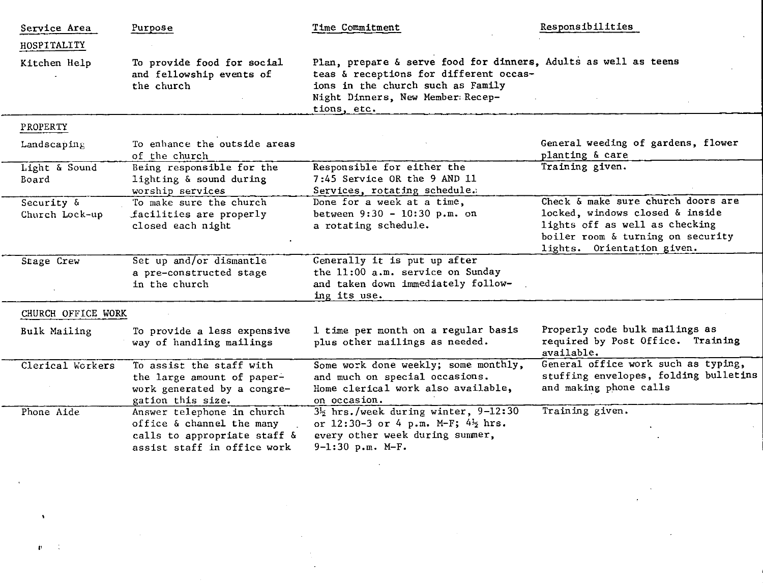| Service Area | Purpose | Time Commitment | Responsibilities |
|---|---|---|---|
| HOSPITALITY | | | |
| Kitchen Help | To provide food for social and fellowship events of the church | Plan, prepare & serve food for dinners, teas & receptions for different occasions in the church such as Family Night Dinners, New Member Receptions, etc. | Adults as well as teens |
| PROPERTY | | | |
| Landscaping | To enhance the outside areas of the church | | General weeding of gardens, flower planting & care |
| Light & Sound Board | Being responsible for the lighting & sound during worship services | Responsible for either the 7:45 Service OR the 9 AND 11 Services, rotating schedule. | Training given. |
| Security & Church Lock-up | To make sure the church facilities are properly closed each night | Done for a week at a time, between 9:30 - 10:30 p.m. on a rotating schedule. | Check & make sure church doors are locked, windows closed & inside lights off as well as checking boiler room & turning on security lights. Orientation given. |
| Stage Crew | Set up and/or dismantle a pre-constructed stage in the church | Generally it is put up after the 11:00 a.m. service on Sunday and taken down immediately following its use. | |
| CHURCH OFFICE WORK | | | |
| Bulk Mailing | To provide a less expensive way of handling mailings | 1 time per month on a regular basis plus other mailings as needed. | Properly code bulk mailings as required by Post Office. Training available. |
| Clerical Workers | To assist the staff with the large amount of paperwork generated by a congregation this size. | Some work done weekly; some monthly, and much on special occasions. Home clerical work also available, on occasion. | General office work such as typing, stuffing envelopes, folding bulletins and making phone calls |
| Phone Aide | Answer telephone in church office & channel the many calls to appropriate staff & assist staff in office work | 3½ hrs./week during winter, 9-12:30 or 12:30-3 or 4 p.m. M-F; 4½ hrs. every other week during summer, 9-1:30 p.m. M-F. | Training given. |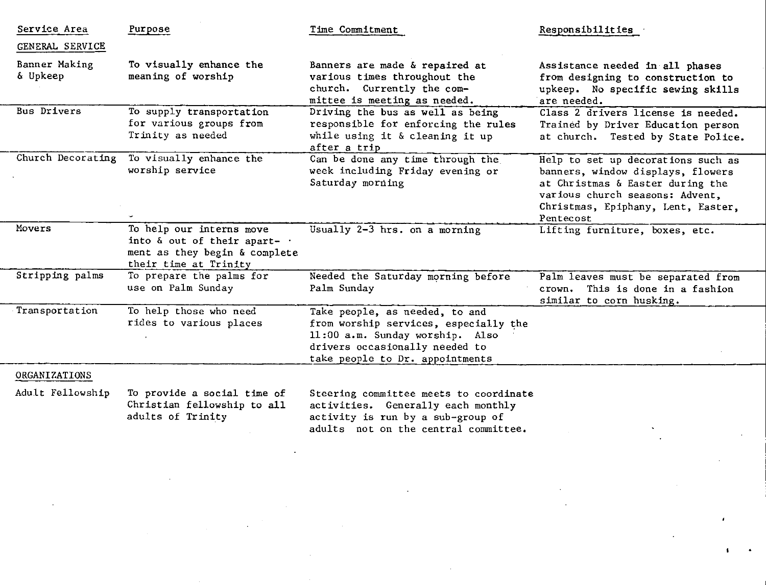| Service Area | Purpose | Time Commitment | Responsibilities |
| --- | --- | --- | --- |
| GENERAL SERVICE | | | |
| Banner Making & Upkeep | To visually enhance the meaning of worship | Banners are made & repaired at various times throughout the church. Currently the committee is meeting as needed. | Assistance needed in all phases from designing to construction to upkeep. No specific sewing skills are needed. |
| Bus Drivers | To supply transportation for various groups from Trinity as needed | Driving the bus as well as being responsible for enforcing the rules while using it & cleaning it up after a trip | Class 2 drivers license is needed. Trained by Driver Education person at church. Tested by State Police. |
| Church Decorating | To visually enhance the worship service | Can be done any time through the week including Friday evening or Saturday morning | Help to set up decorations such as banners, window displays, flowers at Christmas & Easter during the various church seasons: Advent, Christmas, Epiphany, Lent, Easter, Pentecost |
| Movers | To help our interns move into & out of their apartment as they begin & complete their time at Trinity | Usually 2-3 hrs. on a morning | Lifting furniture, boxes, etc. |
| Stripping palms | To prepare the palms for use on Palm Sunday | Needed the Saturday morning before Palm Sunday | Palm leaves must be separated from crown. This is done in a fashion similar to corn husking. |
| Transportation | To help those who need rides to various places | Take people, as needed, to and from worship services, especially the 11:00 a.m. Sunday worship. Also drivers occasionally needed to take people to Dr. appointments | |
| ORGANIZATIONS | | | |
| Adult Fellowship | To provide a social time of Christian fellowship to all adults of Trinity | Steering committee meets to coordinate activities. Generally each monthly activity is run by a sub-group of adults not on the central committee. | |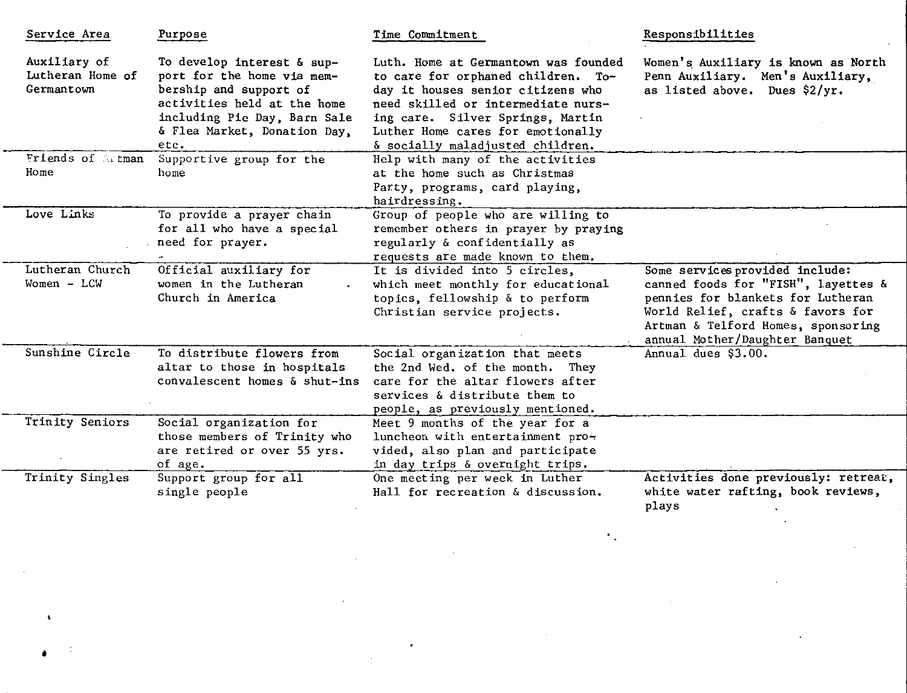| Service Area | Purpose | Time Commitment | Responsibilities |
|---|---|---|---|
| Auxiliary of Lutheran Home of Germantown | To develop interest & support for the home via membership and support of activities held at the home including Pie Day, Barn Sale & Flea Market, Donation Day, etc. | Luth. Home at Germantown was founded to care for orphaned children. Today it houses senior citizens who need skilled or intermediate nursing care. Silver Springs, Martin Luther Home cares for emotionally & socially maladjusted children. | Women's Auxiliary is known as North Penn Auxiliary. Men's Auxiliary, as listed above. Dues $2/yr. |
| Friends of Artman Home | Supportive group for the home | Help with many of the activities at the home such as Christmas Party, programs, card playing, hairdressing. | |
| Love Links | To provide a prayer chain for all who have a special need for prayer. | Group of people who are willing to remember others in prayer by praying regularly & confidentially as requests are made known to them. | |
| Lutheran Church Women - LCW | Official auxiliary for women in the Lutheran Church in America | It is divided into 5 circles, which meet monthly for educational topics, fellowship & to perform Christian service projects. | Some services provided include: canned foods for "FISH", layettes & pennies for blankets for Lutheran World Relief, crafts & favors for Artman & Telford Homes, sponsoring annual Mother/Daughter Banquet |
| Sunshine Circle | To distribute flowers from altar to those in hospitals convalescent homes & shut-ins | Social organization that meets the 2nd Wed. of the month. They care for the altar flowers after services & distribute them to people, as previously mentioned. | Annual dues $3.00. |
| Trinity Seniors | Social organization for those members of Trinity who are retired or over 55 yrs. of age. | Meet 9 months of the year for a luncheon with entertainment provided, also plan and participate in day trips & overnight trips. | |
| Trinity Singles | Support group for all single people | One meeting per week in Luther Hall for recreation & discussion. | Activities done previously: retreat, white water rafting, book reviews, plays |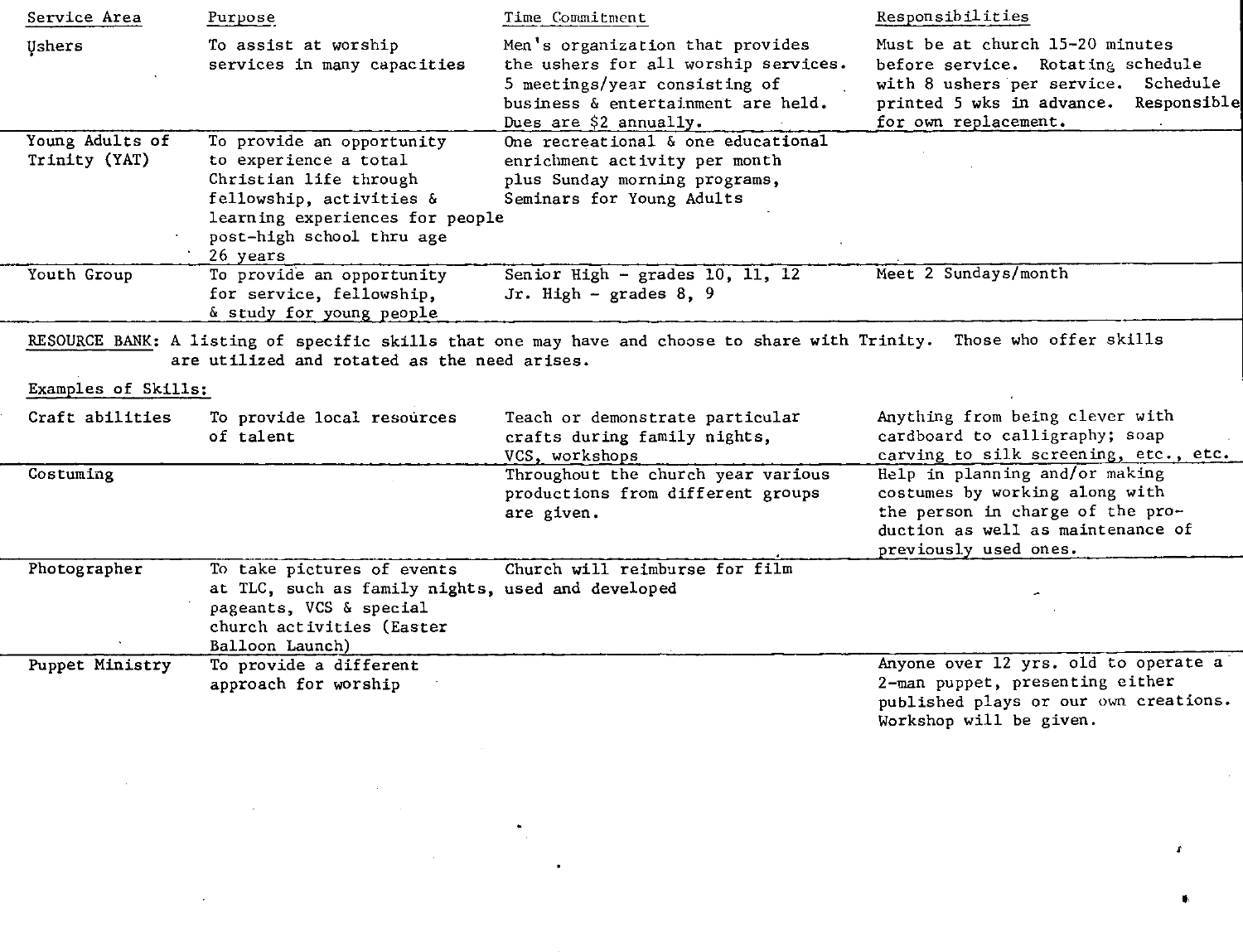| Service Area | Purpose | Time Commitment | Responsibilities |
|---|---|---|---|
| Ushers | To assist at worship services in many capacities | Men's organization that provides the ushers for all worship services. 5 meetings/year consisting of business & entertainment are held. Dues are $2 annually. | Must be at church 15-20 minutes before service. Rotating schedule with 8 ushers per service. Schedule printed 5 wks in advance. Responsible for own replacement. |
| Young Adults of Trinity (YAT) | To provide an opportunity to experience a total Christian life through fellowship, activities & learning experiences for people post-high school thru age 26 years | One recreational & one educational enrichment activity per month plus Sunday morning programs, Seminars for Young Adults | |
| Youth Group | To provide an opportunity for service, fellowship, & study for young people | Senior High - grades 10, 11, 12<br>Jr. High - grades 8, 9 | Meet 2 Sundays/month |

RESOURCE BANK: A listing of specific skills that one may have and choose to share with Trinity. Those who offer skills are utilized and rotated as the need arises.

Examples of Skills:

| | | | |
|---|---|---|---|
| Craft abilities | To provide local resources of talent | Teach or demonstrate particular crafts during family nights, VCS, workshops | Anything from being clever with cardboard to calligraphy; soap carving to silk screening, etc., etc. |
| Costuming | | Throughout the church year various productions from different groups are given. | Help in planning and/or making costumes by working along with the person in charge of the production as well as maintenance of previously used ones. |
| Photographer | To take pictures of events at TLC, such as family nights, pageants, VCS & special church activities (Easter Balloon Launch) | Church will reimburse for film used and developed | |
| Puppet Ministry | To provide a different approach for worship | | Anyone over 12 yrs. old to operate a 2-man puppet, presenting either published plays or our own creations. Workshop will be given. |